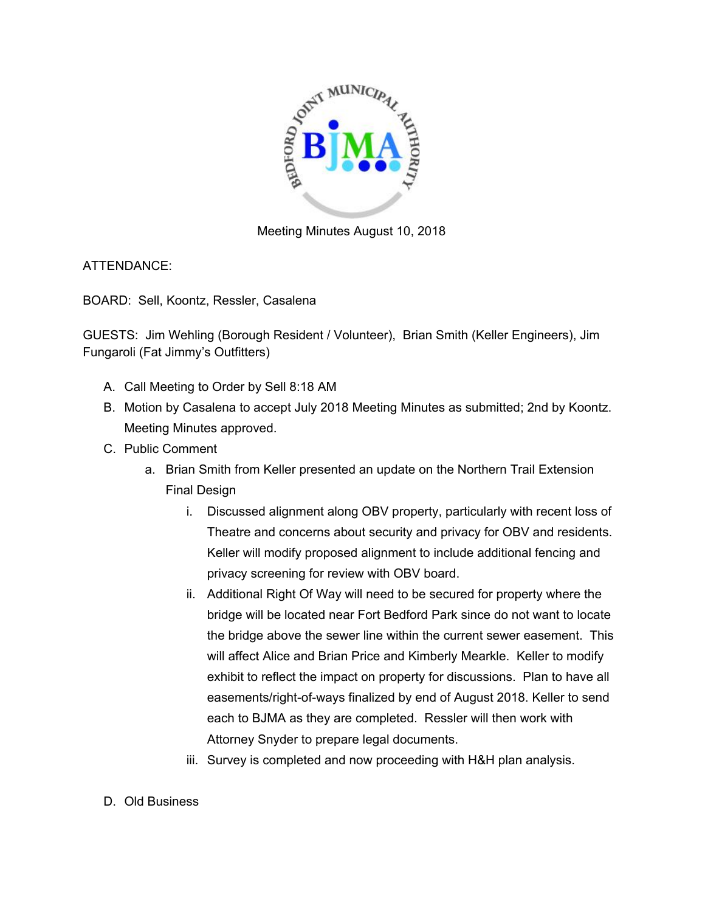Meeting Minutes August 10, 2018

ATTENDANCE:

BOARD: Sell, Koontz, Ressler, Casalena

GUESTS: Jim Wehling (Borough Resident / Volunteer), Brian Smith (Keller Engineers), Jim Fungaroli (Fat Jimmy's Outfitters)

A. Call Meeting to Order by Sell 8:18 AM
B. Motion by Casalena to accept July 2018 Meeting Minutes as submitted; 2nd by Koontz. Meeting Minutes approved.
C. Public Comment
   a. Brian Smith from Keller presented an update on the Northern Trail Extension Final Design
      i. Discussed alignment along OBV property, particularly with recent loss of Theatre and concerns about security and privacy for OBV and residents. Keller will modify proposed alignment to include additional fencing and privacy screening for review with OBV board.
      ii. Additional Right Of Way will need to be secured for property where the bridge will be located near Fort Bedford Park since do not want to locate the bridge above the sewer line within the current sewer easement. This will affect Alice and Brian Price and Kimberly Mearkle. Keller to modify exhibit to reflect the impact on property for discussions. Plan to have all easements/right-of-ways finalized by end of August 2018. Keller to send each to BJMA as they are completed. Ressler will then work with Attorney Snyder to prepare legal documents.
      iii. Survey is completed and now proceeding with H&H plan analysis.
D. Old Business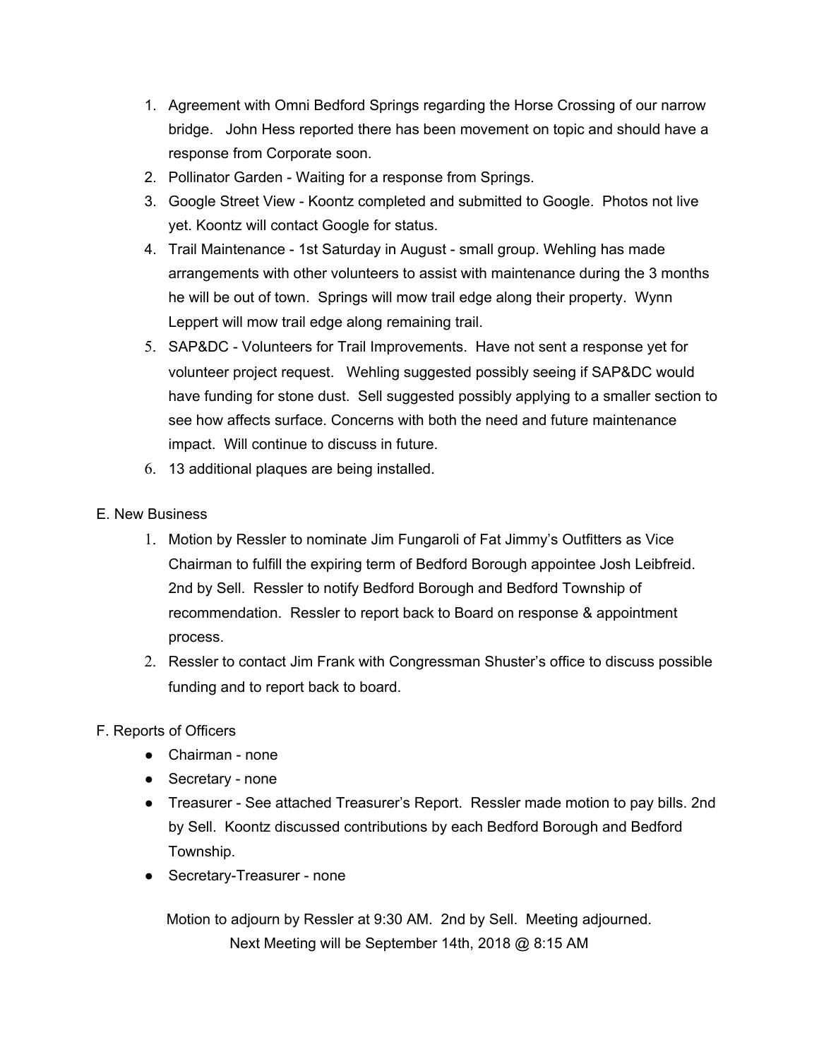1. Agreement with Omni Bedford Springs regarding the Horse Crossing of our narrow bridge.   John Hess reported there has been movement on topic and should have a response from Corporate soon.
2. Pollinator Garden - Waiting for a response from Springs.
3. Google Street View - Koontz completed and submitted to Google.  Photos not live yet. Koontz will contact Google for status.
4. Trail Maintenance - 1st Saturday in August - small group. Wehling has made arrangements with other volunteers to assist with maintenance during the 3 months he will be out of town.  Springs will mow trail edge along their property.  Wynn Leppert will mow trail edge along remaining trail.
5. SAP&DC - Volunteers for Trail Improvements.  Have not sent a response yet for volunteer project request.   Wehling suggested possibly seeing if SAP&DC would have funding for stone dust.  Sell suggested possibly applying to a smaller section to see how affects surface. Concerns with both the need and future maintenance impact.  Will continue to discuss in future.
6. 13 additional plaques are being installed.

E. New Business

1. Motion by Ressler to nominate Jim Fungaroli of Fat Jimmy's Outfitters as Vice Chairman to fulfill the expiring term of Bedford Borough appointee Josh Leibfreid. 2nd by Sell.  Ressler to notify Bedford Borough and Bedford Township of recommendation.  Ressler to report back to Board on response & appointment process.
2. Ressler to contact Jim Frank with Congressman Shuster's office to discuss possible funding and to report back to board.

F. Reports of Officers

- Chairman - none
- Secretary - none
- Treasurer - See attached Treasurer's Report.  Ressler made motion to pay bills. 2nd by Sell.  Koontz discussed contributions by each Bedford Borough and Bedford Township.
- Secretary-Treasurer - none

Motion to adjourn by Ressler at 9:30 AM.  2nd by Sell.  Meeting adjourned.

Next Meeting will be September 14th, 2018 @ 8:15 AM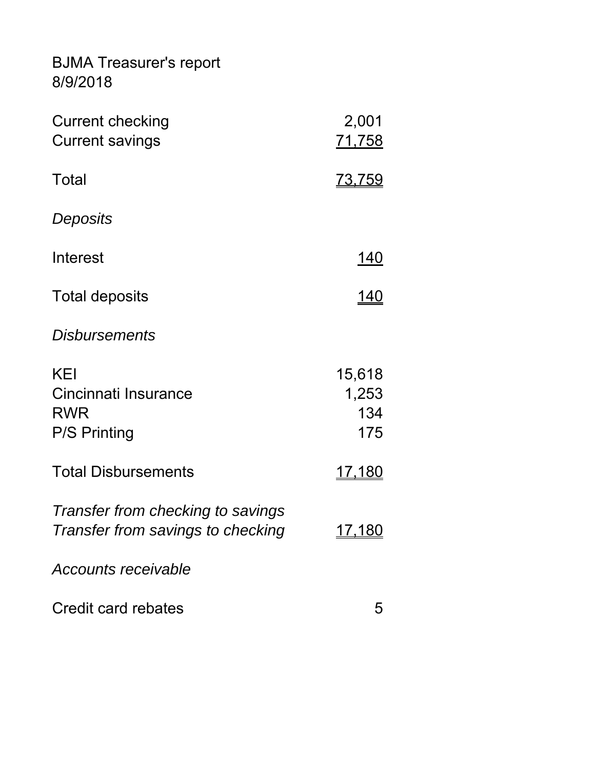BJMA Treasurer's report
8/9/2018

| | |
|---|---|
| Current checking | 2,001 |
| Current savings | 71,758 |
| | |
| Total | 73,759 |
| | |
| *Deposits* | |
| | |
| Interest | 140 |
| | |
| Total deposits | 140 |
| | |
| *Disbursements* | |
| | |
| KEI | 15,618 |
| Cincinnati Insurance | 1,253 |
| RWR | 134 |
| P/S Printing | 175 |
| | |
| Total Disbursements | 17,180 |
| | |
| *Transfer from checking to savings* | |
| *Transfer from savings to checking* | 17,180 |
| | |
| *Accounts receivable* | |
| | |
| Credit card rebates | 5 |